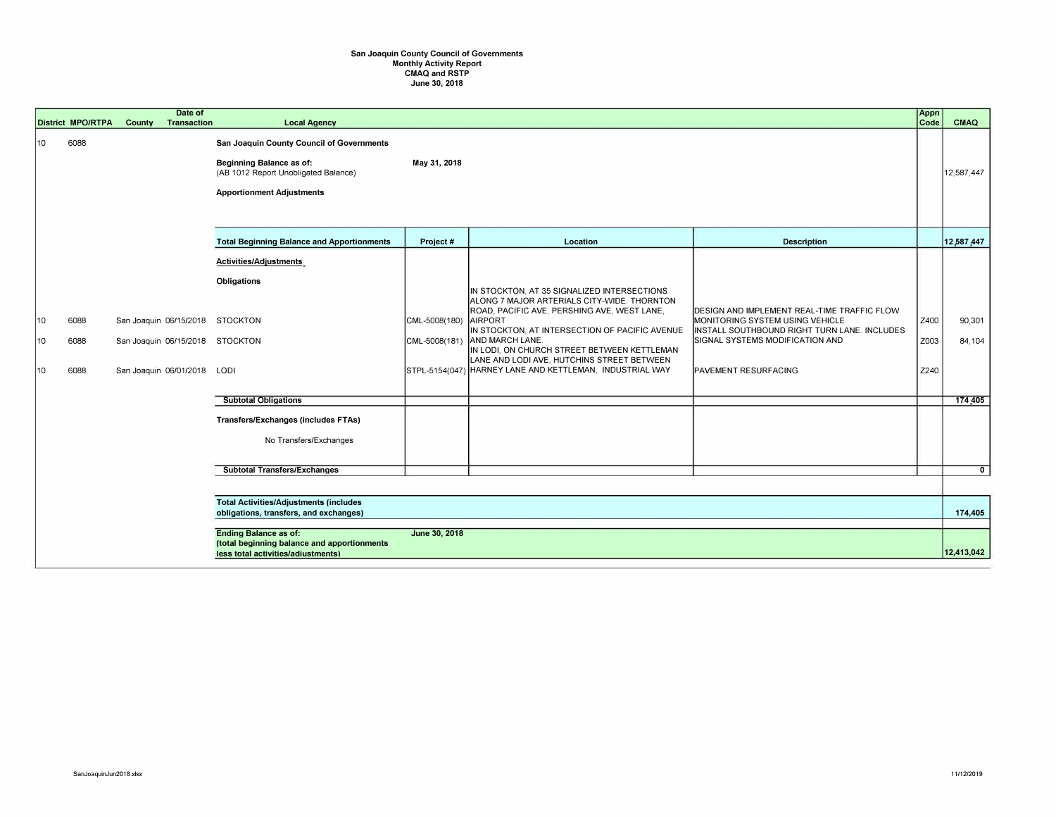**San Joaquin County Council of Governments**
**Monthly Activity Report**
**CMAQ and RSTP**
**June 30, 2018**

| District | MPO/RTPA | County | Date of Transaction | Local Agency | Project # | Location | Description | Appn Code | CMAQ |
|---|---|---|---|---|---|---|---|---|---|
| 10 | 6088 | | | **San Joaquin County Council of Governments** | | | | | |
| | | | | **Beginning Balance as of:** (AB 1012 Report Unobligated Balance) | **May 31, 2018** | | | | 12,587,447 |
| | | | | **Apportionment Adjustments** | | | | | |
| | | | | **Total Beginning Balance and Apportionments** | **Project #** | **Location** | **Description** | | **12,587,447** |
| | | | | **Activities/Adjustments** | | | | | |
| | | | | **Obligations** | | | | | |
| 10 | 6088 | San Joaquin | 06/15/2018 | STOCKTON | CML-5008(180) | IN STOCKTON, AT 35 SIGNALIZED INTERSECTIONS ALONG 7 MAJOR ARTERIALS CITY-WIDE. THORNTON ROAD, PACIFIC AVE, PERSHING AVE, WEST LANE, AIRPORT | DESIGN AND IMPLEMENT REAL-TIME TRAFFIC FLOW MONITORING SYSTEM USING VEHICLE | Z400 | 90,301 |
| 10 | 6088 | San Joaquin | 06/15/2018 | STOCKTON | CML-5008(181) | IN STOCKTON, AT INTERSECTION OF PACIFIC AVENUE AND MARCH LANE. | INSTALL SOUTHBOUND RIGHT TURN LANE. INCLUDES SIGNAL SYSTEMS MODIFICATION AND | Z003 | 84,104 |
| 10 | 6088 | San Joaquin | 06/01/2018 | LODI | STPL-5154(047) | IN LODI, ON CHURCH STREET BETWEEN KETTLEMAN LANE AND LODI AVE, HUTCHINS STREET BETWEEN HARNEY LANE AND KETTLEMAN, INDUSTRIAL WAY | PAVEMENT RESURFACING | Z240 | |
| | | | | **Subtotal Obligations** | | | | | **174,405** |
| | | | | **Transfers/Exchanges (includes FTAs)** | | | | | |
| | | | | No Transfers/Exchanges | | | | | |
| | | | | **Subtotal Transfers/Exchanges** | | | | | **0** |
| | | | | **Total Activities/Adjustments (includes obligations, transfers, and exchanges)** | | | | | **174,405** |
| | | | | **Ending Balance as of:** (total beginning balance and apportionments less total activities/adjustments) | **June 30, 2018** | | | | **12,413,042** |

SanJoaquinJun2018.xlsx 11/12/2019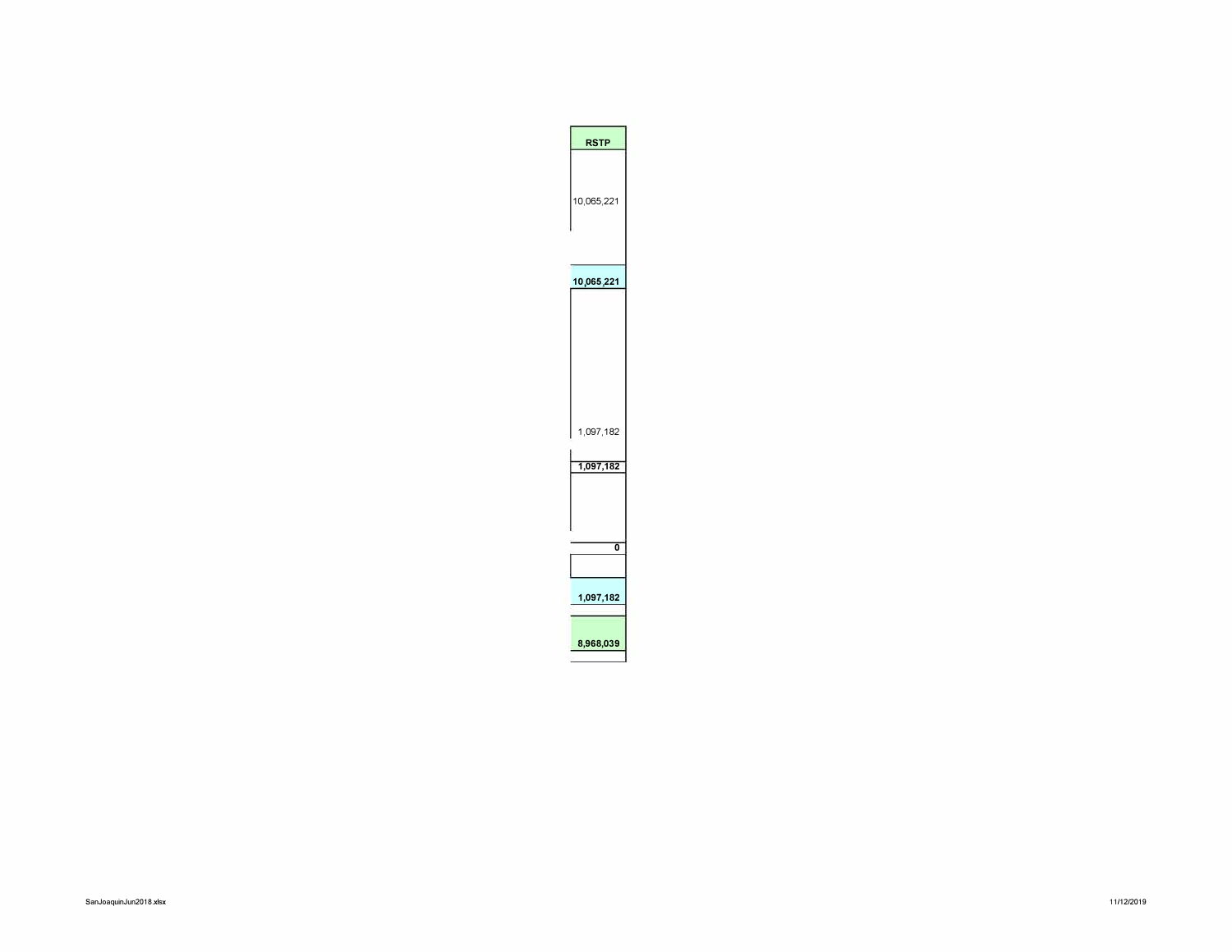| RSTP |
| --- |
| 10,065,221 |
| **10,065,221** |
| 1,097,182 |
| **1,097,182** |
| **0** |
| |
| **1,097,182** |
| **8,968,039** |